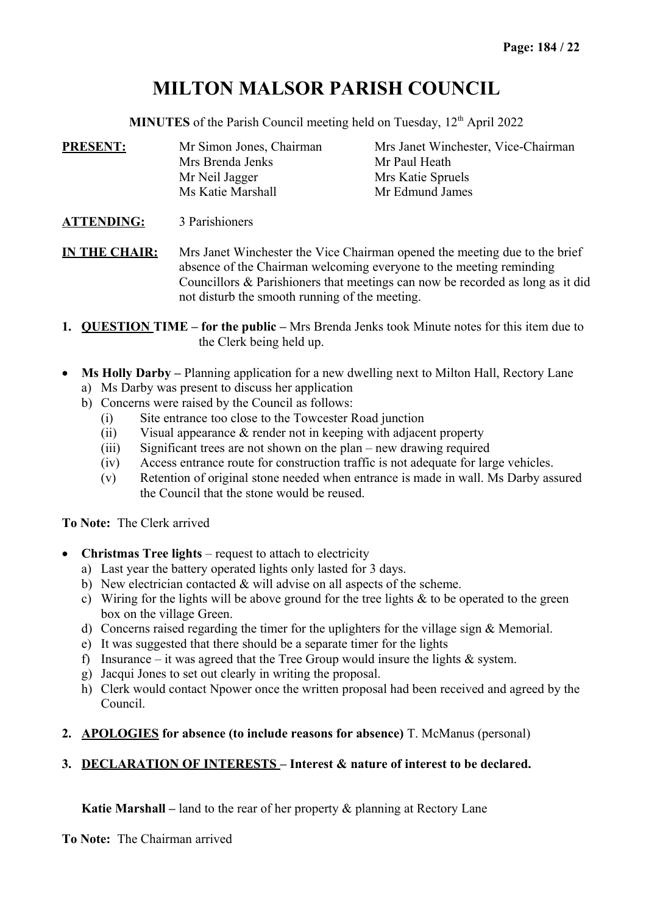# MILTON MALSOR PARISH COUNCIL

**MINUTES** of the Parish Council meeting held on Tuesday, 12th April 2022

**PRESENT:**

| | |
|---|---|
| Mr Simon Jones, Chairman | Mrs Janet Winchester, Vice-Chairman |
| Mrs Brenda Jenks | Mr Paul Heath |
| Mr Neil Jagger | Mrs Katie Spruels |
| Ms Katie Marshall | Mr Edmund James |

**ATTENDING:** 3 Parishioners

**IN THE CHAIR:** Mrs Janet Winchester the Vice Chairman opened the meeting due to the brief absence of the Chairman welcoming everyone to the meeting reminding Councillors & Parishioners that meetings can now be recorded as long as it did not disturb the smooth running of the meeting.

1. **QUESTION TIME – for the public –** Mrs Brenda Jenks took Minute notes for this item due to the Clerk being held up.

- **Ms Holly Darby –** Planning application for a new dwelling next to Milton Hall, Rectory Lane
  - a) Ms Darby was present to discuss her application
  - b) Concerns were raised by the Council as follows:
    - (i) Site entrance too close to the Towcester Road junction
    - (ii) Visual appearance & render not in keeping with adjacent property
    - (iii) Significant trees are not shown on the plan – new drawing required
    - (iv) Access entrance route for construction traffic is not adequate for large vehicles.
    - (v) Retention of original stone needed when entrance is made in wall. Ms Darby assured the Council that the stone would be reused.

**To Note:** The Clerk arrived

- **Christmas Tree lights** – request to attach to electricity
  - a) Last year the battery operated lights only lasted for 3 days.
  - b) New electrician contacted & will advise on all aspects of the scheme.
  - c) Wiring for the lights will be above ground for the tree lights & to be operated to the green box on the village Green.
  - d) Concerns raised regarding the timer for the uplighters for the village sign & Memorial.
  - e) It was suggested that there should be a separate timer for the lights
  - f) Insurance – it was agreed that the Tree Group would insure the lights & system.
  - g) Jacqui Jones to set out clearly in writing the proposal.
  - h) Clerk would contact Npower once the written proposal had been received and agreed by the Council.

2. **APOLOGIES for absence (to include reasons for absence)** T. McManus (personal)

3. **DECLARATION OF INTERESTS – Interest & nature of interest to be declared.**

   **Katie Marshall –** land to the rear of her property & planning at Rectory Lane

**To Note:** The Chairman arrived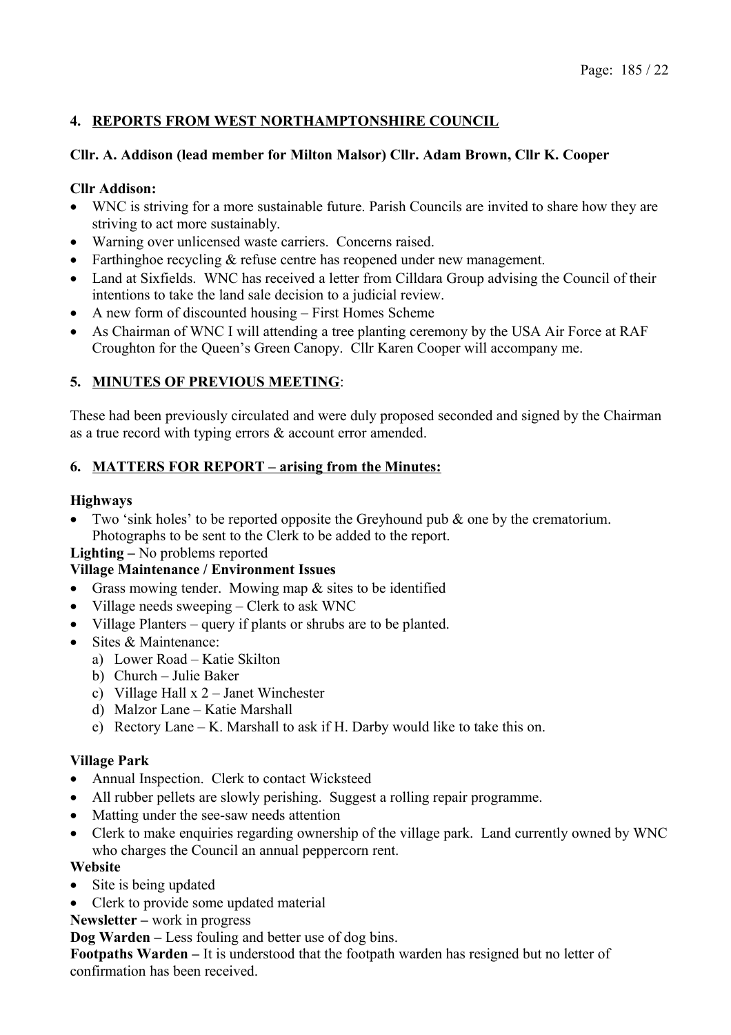## 4. REPORTS FROM WEST NORTHAMPTONSHIRE COUNCIL

**Cllr. A. Addison (lead member for Milton Malsor) Cllr. Adam Brown, Cllr K. Cooper**

**Cllr Addison:**

- WNC is striving for a more sustainable future. Parish Councils are invited to share how they are striving to act more sustainably.
- Warning over unlicensed waste carriers. Concerns raised.
- Farthinghoe recycling & refuse centre has reopened under new management.
- Land at Sixfields. WNC has received a letter from Cilldara Group advising the Council of their intentions to take the land sale decision to a judicial review.
- A new form of discounted housing – First Homes Scheme
- As Chairman of WNC I will attending a tree planting ceremony by the USA Air Force at RAF Croughton for the Queen's Green Canopy. Cllr Karen Cooper will accompany me.

## 5. MINUTES OF PREVIOUS MEETING:

These had been previously circulated and were duly proposed seconded and signed by the Chairman as a true record with typing errors & account error amended.

## 6. MATTERS FOR REPORT – arising from the Minutes:

**Highways**

- Two 'sink holes' to be reported opposite the Greyhound pub & one by the crematorium. Photographs to be sent to the Clerk to be added to the report.

**Lighting –** No problems reported

**Village Maintenance / Environment Issues**

- Grass mowing tender. Mowing map & sites to be identified
- Village needs sweeping – Clerk to ask WNC
- Village Planters – query if plants or shrubs are to be planted.
- Sites & Maintenance:
  a) Lower Road – Katie Skilton
  b) Church – Julie Baker
  c) Village Hall x 2 – Janet Winchester
  d) Malzor Lane – Katie Marshall
  e) Rectory Lane – K. Marshall to ask if H. Darby would like to take this on.

**Village Park**

- Annual Inspection. Clerk to contact Wicksteed
- All rubber pellets are slowly perishing. Suggest a rolling repair programme.
- Matting under the see-saw needs attention
- Clerk to make enquiries regarding ownership of the village park. Land currently owned by WNC who charges the Council an annual peppercorn rent.

**Website**

- Site is being updated
- Clerk to provide some updated material

**Newsletter –** work in progress

**Dog Warden –** Less fouling and better use of dog bins.

**Footpaths Warden –** It is understood that the footpath warden has resigned but no letter of confirmation has been received.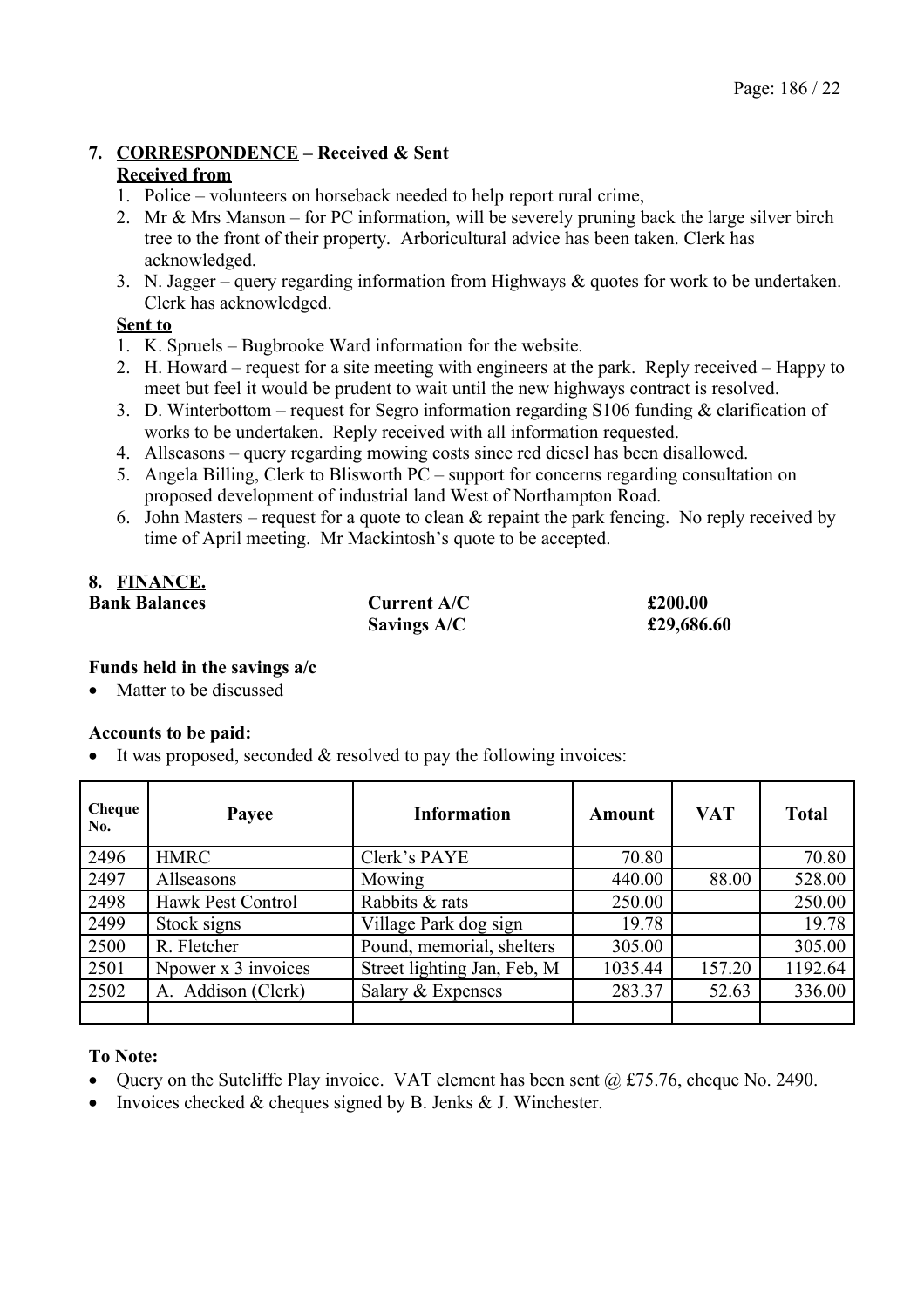## 7. CORRESPONDENCE – Received & Sent

**Received from**

1. Police – volunteers on horseback needed to help report rural crime,
2. Mr & Mrs Manson – for PC information, will be severely pruning back the large silver birch tree to the front of their property. Arboricultural advice has been taken. Clerk has acknowledged.
3. N. Jagger – query regarding information from Highways & quotes for work to be undertaken. Clerk has acknowledged.

**Sent to**

1. K. Spruels – Bugbrooke Ward information for the website.
2. H. Howard – request for a site meeting with engineers at the park. Reply received – Happy to meet but feel it would be prudent to wait until the new highways contract is resolved.
3. D. Winterbottom – request for Segro information regarding S106 funding & clarification of works to be undertaken. Reply received with all information requested.
4. Allseasons – query regarding mowing costs since red diesel has been disallowed.
5. Angela Billing, Clerk to Blisworth PC – support for concerns regarding consultation on proposed development of industrial land West of Northampton Road.
6. John Masters – request for a quote to clean & repaint the park fencing. No reply received by time of April meeting. Mr Mackintosh's quote to be accepted.

## 8. FINANCE.

| **Bank Balances** | **Current A/C** | **£200.00** |
|---|---|---|
| | **Savings A/C** | **£29,686.60** |

**Funds held in the savings a/c**

- Matter to be discussed

**Accounts to be paid:**

- It was proposed, seconded & resolved to pay the following invoices:

| Cheque No. | Payee | Information | Amount | VAT | Total |
|---|---|---|---|---|---|
| 2496 | HMRC | Clerk's PAYE | 70.80 | | 70.80 |
| 2497 | Allseasons | Mowing | 440.00 | 88.00 | 528.00 |
| 2498 | Hawk Pest Control | Rabbits & rats | 250.00 | | 250.00 |
| 2499 | Stock signs | Village Park dog sign | 19.78 | | 19.78 |
| 2500 | R. Fletcher | Pound, memorial, shelters | 305.00 | | 305.00 |
| 2501 | Npower x 3 invoices | Street lighting Jan, Feb, M | 1035.44 | 157.20 | 1192.64 |
| 2502 | A. Addison (Clerk) | Salary & Expenses | 283.37 | 52.63 | 336.00 |
| | | | | | |

**To Note:**

- Query on the Sutcliffe Play invoice. VAT element has been sent @ £75.76, cheque No. 2490.
- Invoices checked & cheques signed by B. Jenks & J. Winchester.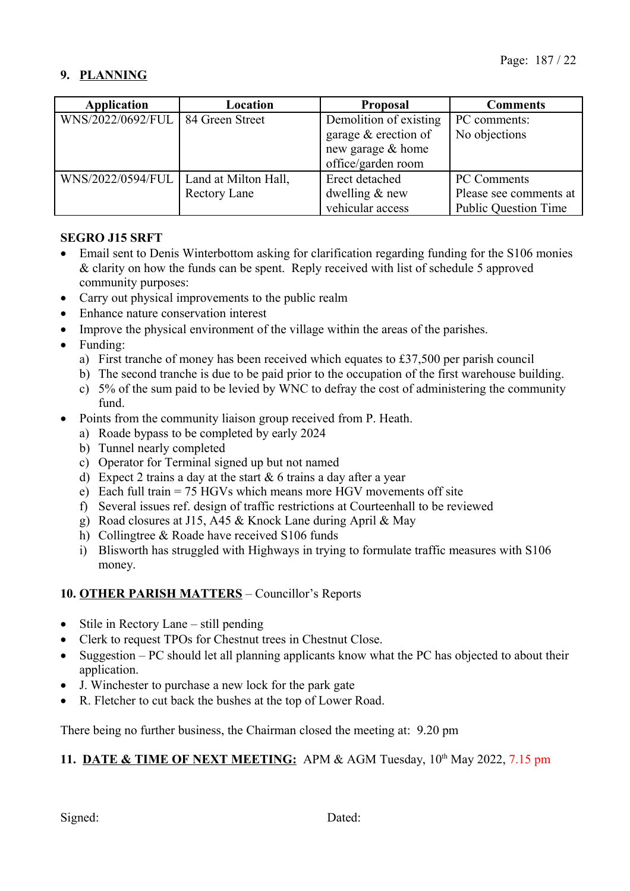## 9. PLANNING

| Application | Location | Proposal | Comments |
|---|---|---|---|
| WNS/2022/0692/FUL | 84 Green Street | Demolition of existing garage & erection of new garage & home office/garden room | PC comments: No objections |
| WNS/2022/0594/FUL | Land at Milton Hall, Rectory Lane | Erect detached dwelling & new vehicular access | PC Comments Please see comments at Public Question Time |

**SEGRO J15 SRFT**

- Email sent to Denis Winterbottom asking for clarification regarding funding for the S106 monies & clarity on how the funds can be spent. Reply received with list of schedule 5 approved community purposes:
- Carry out physical improvements to the public realm
- Enhance nature conservation interest
- Improve the physical environment of the village within the areas of the parishes.
- Funding:
  a) First tranche of money has been received which equates to £37,500 per parish council
  b) The second tranche is due to be paid prior to the occupation of the first warehouse building.
  c) 5% of the sum paid to be levied by WNC to defray the cost of administering the community fund.
- Points from the community liaison group received from P. Heath.
  a) Roade bypass to be completed by early 2024
  b) Tunnel nearly completed
  c) Operator for Terminal signed up but not named
  d) Expect 2 trains a day at the start & 6 trains a day after a year
  e) Each full train = 75 HGVs which means more HGV movements off site
  f) Several issues ref. design of traffic restrictions at Courteenhall to be reviewed
  g) Road closures at J15, A45 & Knock Lane during April & May
  h) Collingtree & Roade have received S106 funds
  i) Blisworth has struggled with Highways in trying to formulate traffic measures with S106 money.

## 10. OTHER PARISH MATTERS – Councillor's Reports

- Stile in Rectory Lane – still pending
- Clerk to request TPOs for Chestnut trees in Chestnut Close.
- Suggestion – PC should let all planning applicants know what the PC has objected to about their application.
- J. Winchester to purchase a new lock for the park gate
- R. Fletcher to cut back the bushes at the top of Lower Road.

There being no further business, the Chairman closed the meeting at: 9.20 pm

## 11. DATE & TIME OF NEXT MEETING: APM & AGM Tuesday, 10th May 2022, 7.15 pm

Signed: Dated: